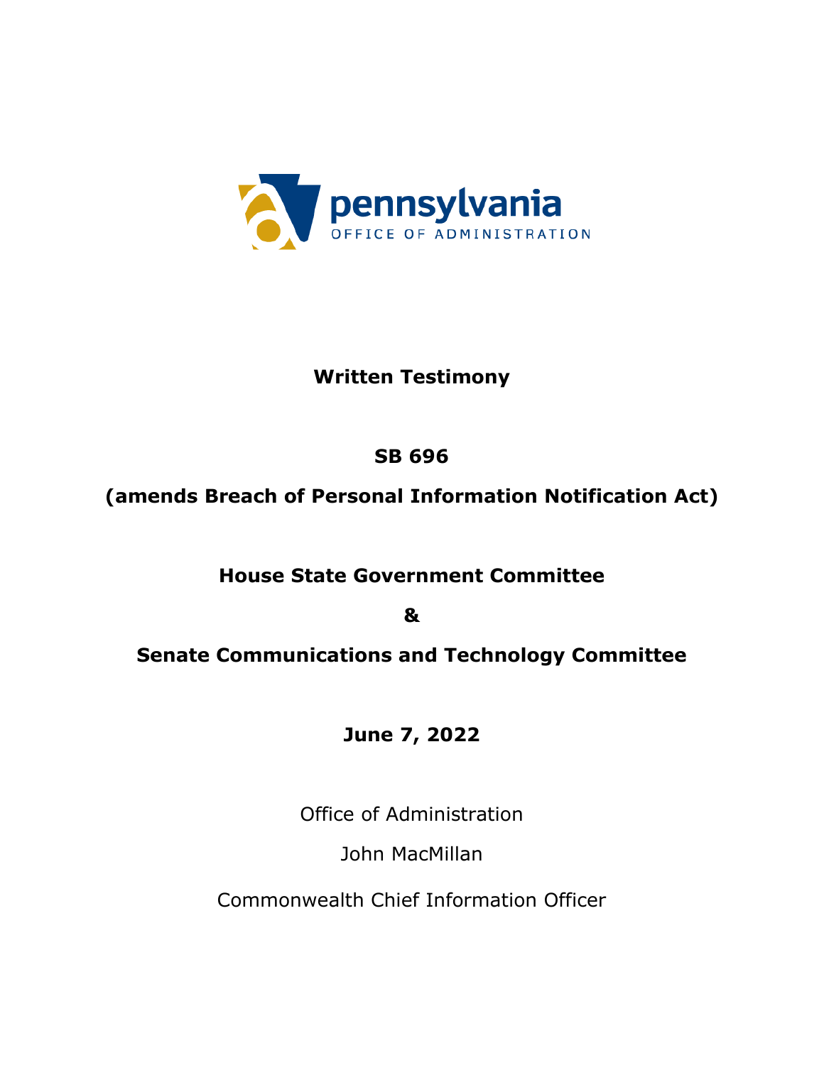pennsylvania

OFFICE OF ADMINISTRATION

**Written Testimony**

**SB 696**

**(amends Breach of Personal Information Notification Act)**

**House State Government Committee**

**&**

**Senate Communications and Technology Committee**

**June 7, 2022**

Office of Administration

John MacMillan

Commonwealth Chief Information Officer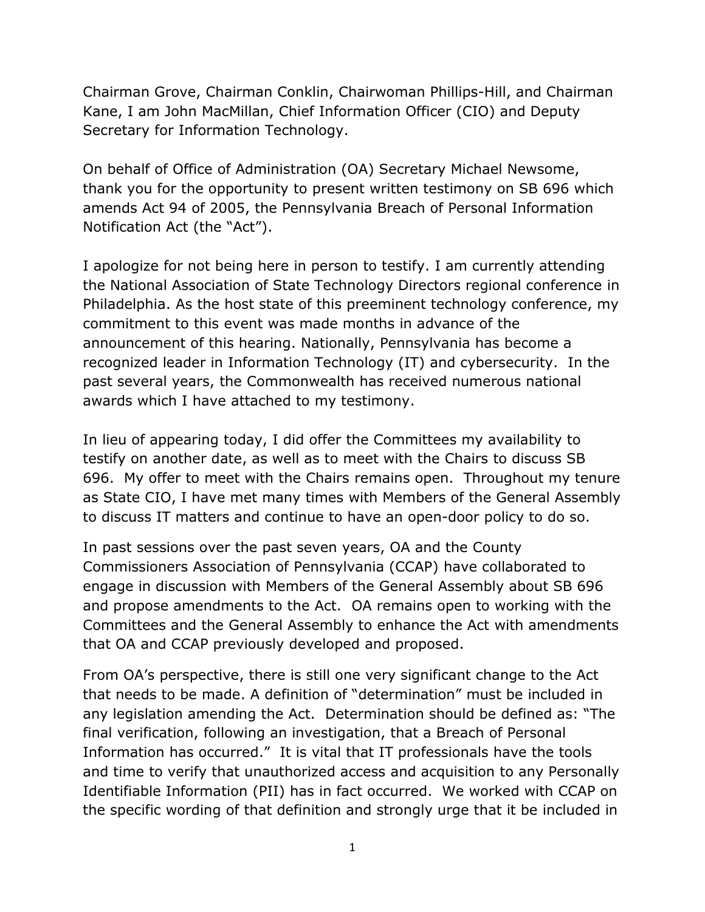Chairman Grove, Chairman Conklin, Chairwoman Phillips-Hill, and Chairman Kane, I am John MacMillan, Chief Information Officer (CIO) and Deputy Secretary for Information Technology.

On behalf of Office of Administration (OA) Secretary Michael Newsome, thank you for the opportunity to present written testimony on SB 696 which amends Act 94 of 2005, the Pennsylvania Breach of Personal Information Notification Act (the "Act").

I apologize for not being here in person to testify. I am currently attending the National Association of State Technology Directors regional conference in Philadelphia. As the host state of this preeminent technology conference, my commitment to this event was made months in advance of the announcement of this hearing. Nationally, Pennsylvania has become a recognized leader in Information Technology (IT) and cybersecurity. In the past several years, the Commonwealth has received numerous national awards which I have attached to my testimony.

In lieu of appearing today, I did offer the Committees my availability to testify on another date, as well as to meet with the Chairs to discuss SB 696. My offer to meet with the Chairs remains open. Throughout my tenure as State CIO, I have met many times with Members of the General Assembly to discuss IT matters and continue to have an open-door policy to do so.

In past sessions over the past seven years, OA and the County Commissioners Association of Pennsylvania (CCAP) have collaborated to engage in discussion with Members of the General Assembly about SB 696 and propose amendments to the Act. OA remains open to working with the Committees and the General Assembly to enhance the Act with amendments that OA and CCAP previously developed and proposed.

From OA's perspective, there is still one very significant change to the Act that needs to be made. A definition of "determination" must be included in any legislation amending the Act. Determination should be defined as: "The final verification, following an investigation, that a Breach of Personal Information has occurred." It is vital that IT professionals have the tools and time to verify that unauthorized access and acquisition to any Personally Identifiable Information (PII) has in fact occurred. We worked with CCAP on the specific wording of that definition and strongly urge that it be included in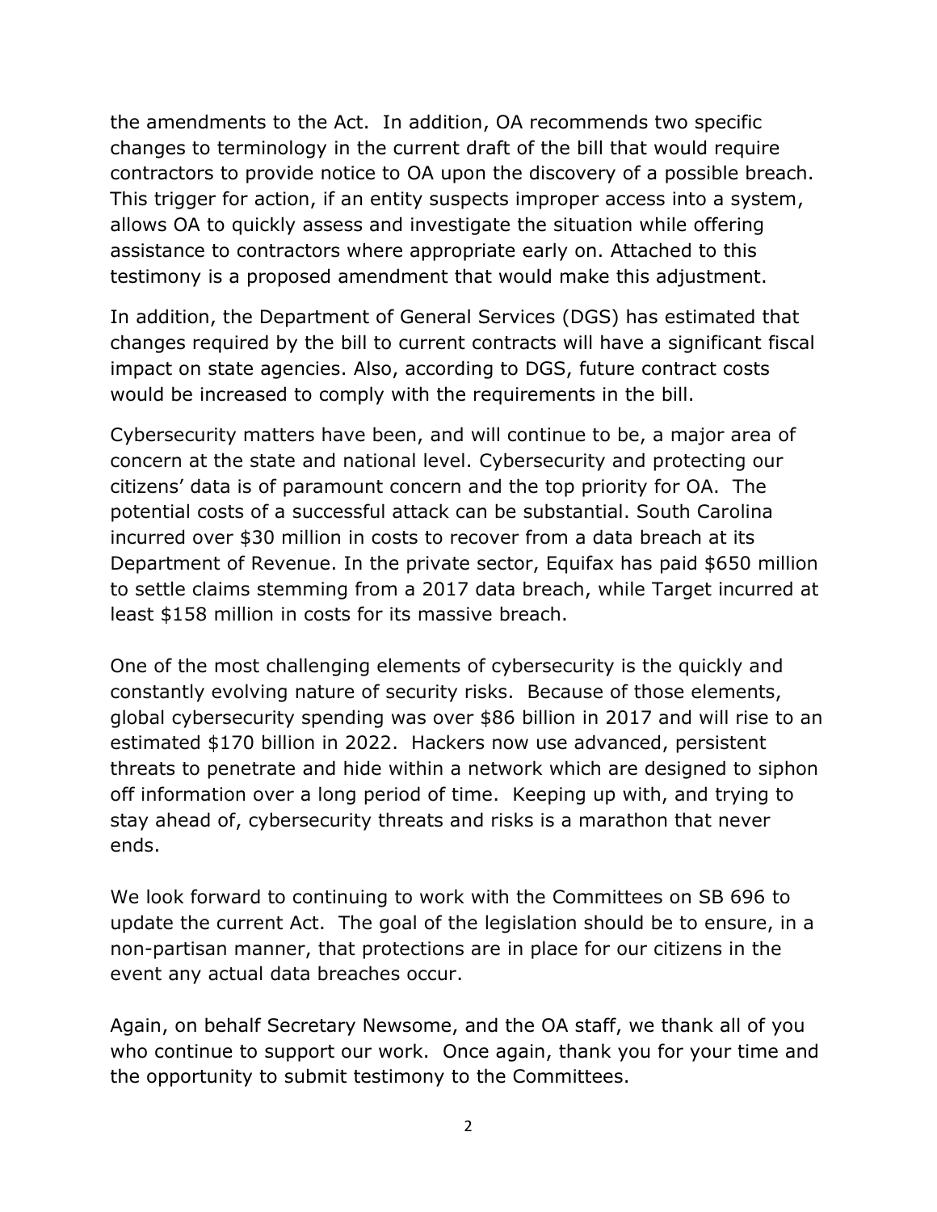the amendments to the Act. In addition, OA recommends two specific changes to terminology in the current draft of the bill that would require contractors to provide notice to OA upon the discovery of a possible breach. This trigger for action, if an entity suspects improper access into a system, allows OA to quickly assess and investigate the situation while offering assistance to contractors where appropriate early on. Attached to this testimony is a proposed amendment that would make this adjustment.

In addition, the Department of General Services (DGS) has estimated that changes required by the bill to current contracts will have a significant fiscal impact on state agencies. Also, according to DGS, future contract costs would be increased to comply with the requirements in the bill.

Cybersecurity matters have been, and will continue to be, a major area of concern at the state and national level. Cybersecurity and protecting our citizens' data is of paramount concern and the top priority for OA. The potential costs of a successful attack can be substantial. South Carolina incurred over $30 million in costs to recover from a data breach at its Department of Revenue. In the private sector, Equifax has paid $650 million to settle claims stemming from a 2017 data breach, while Target incurred at least $158 million in costs for its massive breach.

One of the most challenging elements of cybersecurity is the quickly and constantly evolving nature of security risks. Because of those elements, global cybersecurity spending was over $86 billion in 2017 and will rise to an estimated $170 billion in 2022. Hackers now use advanced, persistent threats to penetrate and hide within a network which are designed to siphon off information over a long period of time. Keeping up with, and trying to stay ahead of, cybersecurity threats and risks is a marathon that never ends.

We look forward to continuing to work with the Committees on SB 696 to update the current Act. The goal of the legislation should be to ensure, in a non-partisan manner, that protections are in place for our citizens in the event any actual data breaches occur.

Again, on behalf Secretary Newsome, and the OA staff, we thank all of you who continue to support our work. Once again, thank you for your time and the opportunity to submit testimony to the Committees.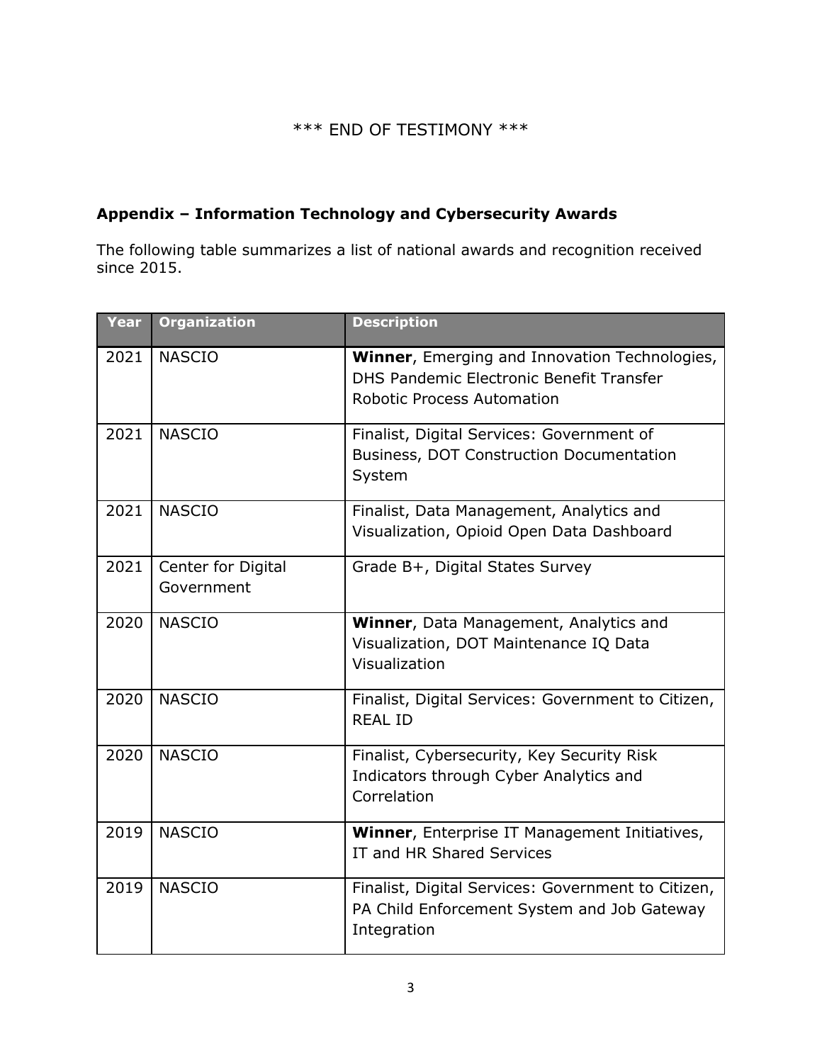\*\*\* END OF TESTIMONY \*\*\*

## Appendix – Information Technology and Cybersecurity Awards

The following table summarizes a list of national awards and recognition received since 2015.

| Year | Organization | Description |
|---|---|---|
| 2021 | NASCIO | **Winner**, Emerging and Innovation Technologies, DHS Pandemic Electronic Benefit Transfer Robotic Process Automation |
| 2021 | NASCIO | Finalist, Digital Services: Government of Business, DOT Construction Documentation System |
| 2021 | NASCIO | Finalist, Data Management, Analytics and Visualization, Opioid Open Data Dashboard |
| 2021 | Center for Digital Government | Grade B+, Digital States Survey |
| 2020 | NASCIO | **Winner**, Data Management, Analytics and Visualization, DOT Maintenance IQ Data Visualization |
| 2020 | NASCIO | Finalist, Digital Services: Government to Citizen, REAL ID |
| 2020 | NASCIO | Finalist, Cybersecurity, Key Security Risk Indicators through Cyber Analytics and Correlation |
| 2019 | NASCIO | **Winner**, Enterprise IT Management Initiatives, IT and HR Shared Services |
| 2019 | NASCIO | Finalist, Digital Services: Government to Citizen, PA Child Enforcement System and Job Gateway Integration |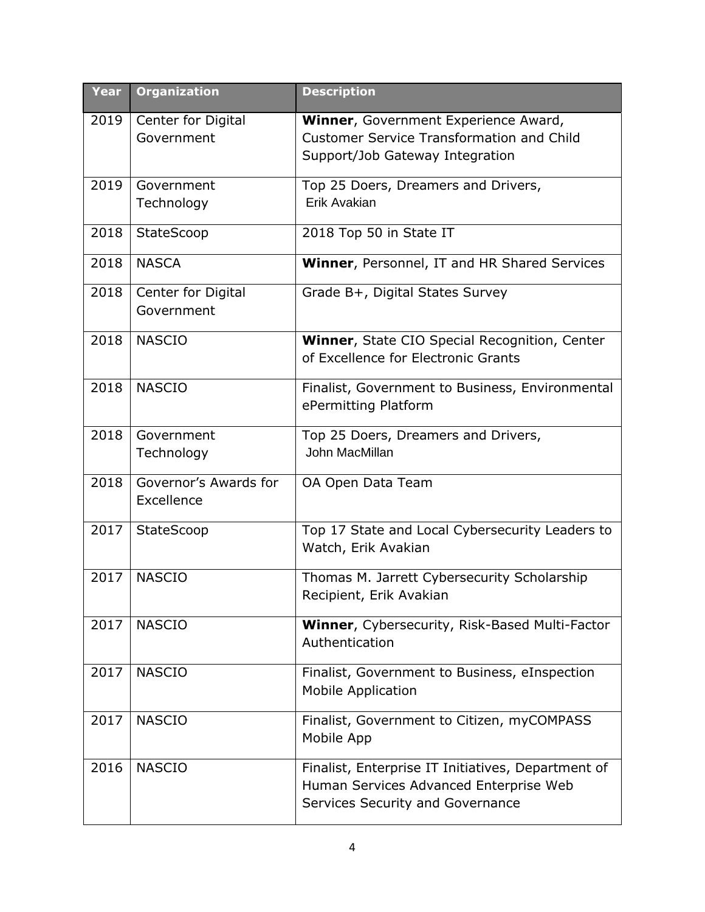| Year | Organization | Description |
|---|---|---|
| 2019 | Center for Digital Government | **Winner**, Government Experience Award, Customer Service Transformation and Child Support/Job Gateway Integration |
| 2019 | Government Technology | Top 25 Doers, Dreamers and Drivers, Erik Avakian |
| 2018 | StateScoop | 2018 Top 50 in State IT |
| 2018 | NASCA | **Winner**, Personnel, IT and HR Shared Services |
| 2018 | Center for Digital Government | Grade B+, Digital States Survey |
| 2018 | NASCIO | **Winner**, State CIO Special Recognition, Center of Excellence for Electronic Grants |
| 2018 | NASCIO | Finalist, Government to Business, Environmental ePermitting Platform |
| 2018 | Government Technology | Top 25 Doers, Dreamers and Drivers, John MacMillan |
| 2018 | Governor's Awards for Excellence | OA Open Data Team |
| 2017 | StateScoop | Top 17 State and Local Cybersecurity Leaders to Watch, Erik Avakian |
| 2017 | NASCIO | Thomas M. Jarrett Cybersecurity Scholarship Recipient, Erik Avakian |
| 2017 | NASCIO | **Winner**, Cybersecurity, Risk-Based Multi-Factor Authentication |
| 2017 | NASCIO | Finalist, Government to Business, eInspection Mobile Application |
| 2017 | NASCIO | Finalist, Government to Citizen, myCOMPASS Mobile App |
| 2016 | NASCIO | Finalist, Enterprise IT Initiatives, Department of Human Services Advanced Enterprise Web Services Security and Governance |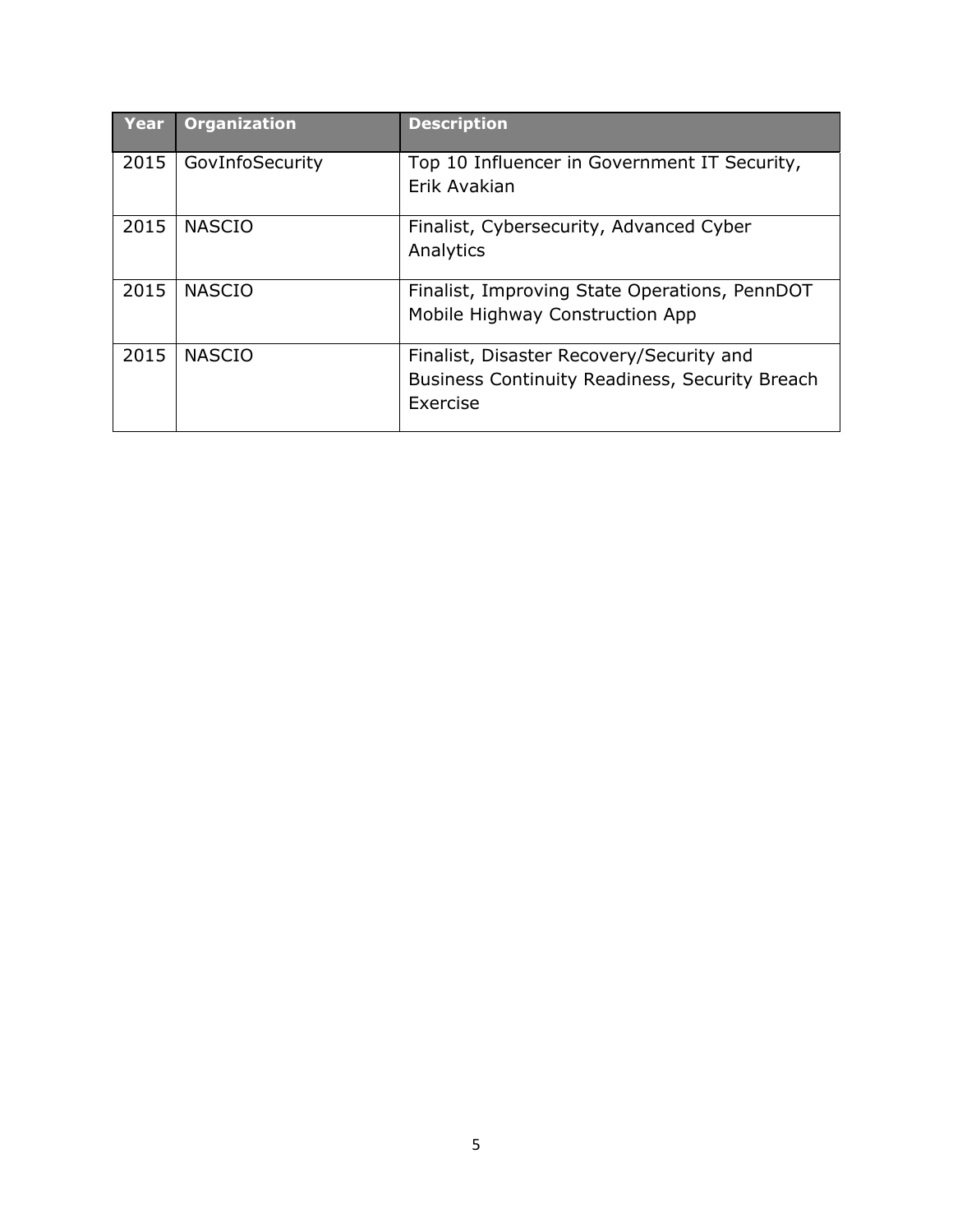| Year | Organization | Description |
| --- | --- | --- |
| 2015 | GovInfoSecurity | Top 10 Influencer in Government IT Security, Erik Avakian |
| 2015 | NASCIO | Finalist, Cybersecurity, Advanced Cyber Analytics |
| 2015 | NASCIO | Finalist, Improving State Operations, PennDOT Mobile Highway Construction App |
| 2015 | NASCIO | Finalist, Disaster Recovery/Security and Business Continuity Readiness, Security Breach Exercise |